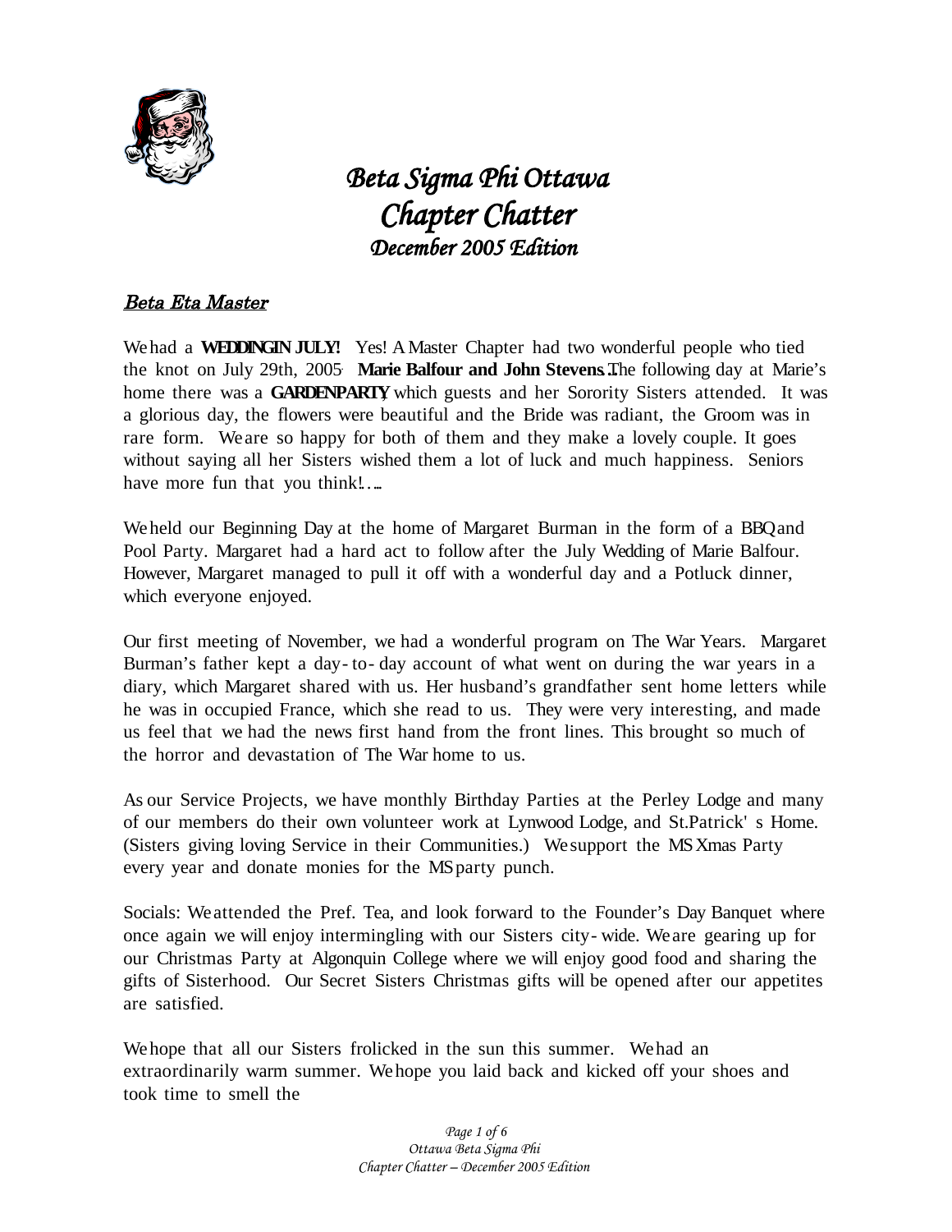# *Beta Sigma Phi Ottawa*
# *Chapter Chatter*
## *December 2005 Edition*

### *Beta Eta Master*

We had a **WEDDING IN JULY!** Yes! A Master Chapter had two wonderful people who tied the knot on July 29th, 2005. **Marie Balfour and John Stevens**. The following day at Marie's home there was a **GARDEN PARTY** which guests and her Sorority Sisters attended. It was a glorious day, the flowers were beautiful and the Bride was radiant, the Groom was in rare form. We are so happy for both of them and they make a lovely couple. It goes without saying all her Sisters wished them a lot of luck and much happiness. Seniors have more fun that you think!.....

We held our Beginning Day at the home of Margaret Burman in the form of a BBQ and Pool Party. Margaret had a hard act to follow after the July Wedding of Marie Balfour. However, Margaret managed to pull it off with a wonderful day and a Potluck dinner, which everyone enjoyed.

Our first meeting of November, we had a wonderful program on The War Years. Margaret Burman's father kept a day-to-day account of what went on during the war years in a diary, which Margaret shared with us. Her husband's grandfather sent home letters while he was in occupied France, which she read to us. They were very interesting, and made us feel that we had the news first hand from the front lines. This brought so much of the horror and devastation of The War home to us.

As our Service Projects, we have monthly Birthday Parties at the Perley Lodge and many of our members do their own volunteer work at Lynwood Lodge, and St.Patrick's Home. (Sisters giving loving Service in their Communities.) We support the MS Xmas Party every year and donate monies for the MS party punch.

Socials: We attended the Pref. Tea, and look forward to the Founder's Day Banquet where once again we will enjoy intermingling with our Sisters city-wide. We are gearing up for our Christmas Party at Algonquin College where we will enjoy good food and sharing the gifts of Sisterhood. Our Secret Sisters Christmas gifts will be opened after our appetites are satisfied.

We hope that all our Sisters frolicked in the sun this summer. We had an extraordinarily warm summer. We hope you laid back and kicked off your shoes and took time to smell the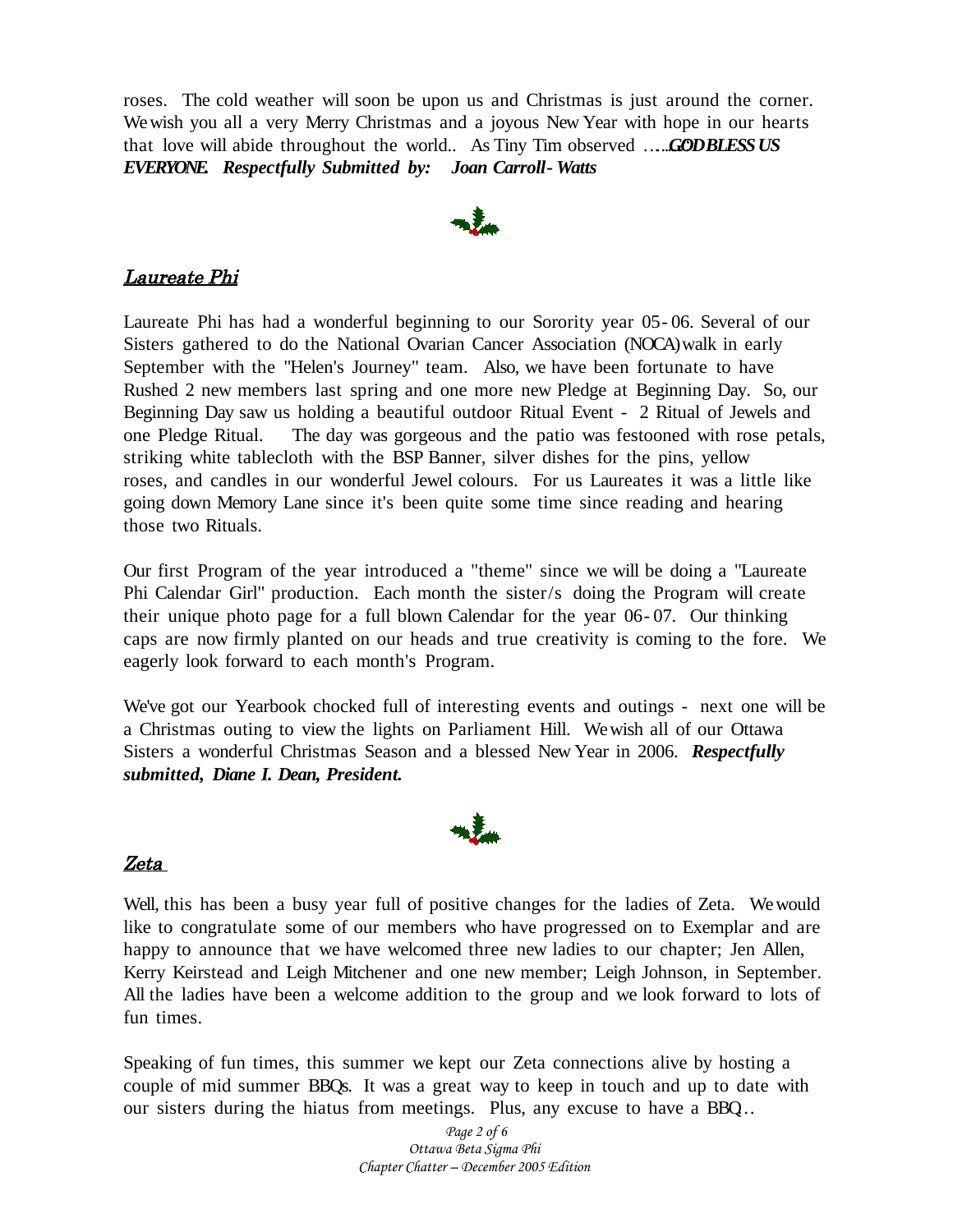roses. The cold weather will soon be upon us and Christmas is just around the corner. We wish you all a very Merry Christmas and a joyous New Year with hope in our hearts that love will abide throughout the world.. As Tiny Tim observed …..***GOD BLESS US EVERYONE. Respectfully Submitted by: Joan Carroll-Watts***

## *Laureate Phi*

Laureate Phi has had a wonderful beginning to our Sorority year 05-06. Several of our Sisters gathered to do the National Ovarian Cancer Association (NOCA) walk in early September with the "Helen's Journey" team. Also, we have been fortunate to have Rushed 2 new members last spring and one more new Pledge at Beginning Day. So, our Beginning Day saw us holding a beautiful outdoor Ritual Event - 2 Ritual of Jewels and one Pledge Ritual. The day was gorgeous and the patio was festooned with rose petals, striking white tablecloth with the BSP Banner, silver dishes for the pins, yellow roses, and candles in our wonderful Jewel colours. For us Laureates it was a little like going down Memory Lane since it's been quite some time since reading and hearing those two Rituals.

Our first Program of the year introduced a "theme" since we will be doing a "Laureate Phi Calendar Girl" production. Each month the sister/s doing the Program will create their unique photo page for a full blown Calendar for the year 06-07. Our thinking caps are now firmly planted on our heads and true creativity is coming to the fore. We eagerly look forward to each month's Program.

We've got our Yearbook chocked full of interesting events and outings - next one will be a Christmas outing to view the lights on Parliament Hill. We wish all of our Ottawa Sisters a wonderful Christmas Season and a blessed New Year in 2006. ***Respectfully submitted, Diane I. Dean, President.***

## *Zeta*

Well, this has been a busy year full of positive changes for the ladies of Zeta. We would like to congratulate some of our members who have progressed on to Exemplar and are happy to announce that we have welcomed three new ladies to our chapter; Jen Allen, Kerry Keirstead and Leigh Mitchener and one new member; Leigh Johnson, in September. All the ladies have been a welcome addition to the group and we look forward to lots of fun times.

Speaking of fun times, this summer we kept our Zeta connections alive by hosting a couple of mid summer BBQs. It was a great way to keep in touch and up to date with our sisters during the hiatus from meetings. Plus, any excuse to have a BBQ..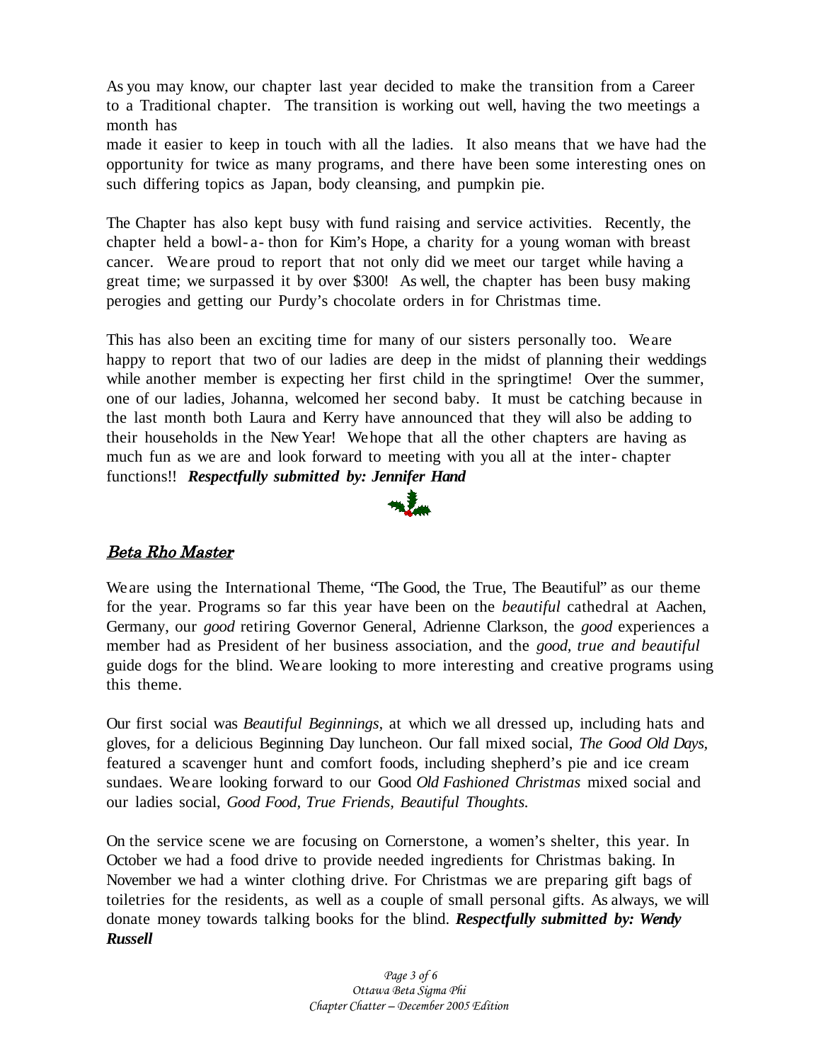As you may know, our chapter last year decided to make the transition from a Career to a Traditional chapter. The transition is working out well, having the two meetings a month has

made it easier to keep in touch with all the ladies. It also means that we have had the opportunity for twice as many programs, and there have been some interesting ones on such differing topics as Japan, body cleansing, and pumpkin pie.

The Chapter has also kept busy with fund raising and service activities. Recently, the chapter held a bowl-a-thon for Kim's Hope, a charity for a young woman with breast cancer. We are proud to report that not only did we meet our target while having a great time; we surpassed it by over $300! As well, the chapter has been busy making perogies and getting our Purdy's chocolate orders in for Christmas time.

This has also been an exciting time for many of our sisters personally too. We are happy to report that two of our ladies are deep in the midst of planning their weddings while another member is expecting her first child in the springtime! Over the summer, one of our ladies, Johanna, welcomed her second baby. It must be catching because in the last month both Laura and Kerry have announced that they will also be adding to their households in the New Year! We hope that all the other chapters are having as much fun as we are and look forward to meeting with you all at the inter-chapter functions!! ***Respectfully submitted by: Jennifer Hand***

## Beta Rho Master

We are using the International Theme, "The Good, the True, The Beautiful" as our theme for the year. Programs so far this year have been on the *beautiful* cathedral at Aachen, Germany, our *good* retiring Governor General, Adrienne Clarkson, the *good* experiences a member had as President of her business association, and the *good, true and beautiful* guide dogs for the blind. We are looking to more interesting and creative programs using this theme.

Our first social was *Beautiful Beginnings*, at which we all dressed up, including hats and gloves, for a delicious Beginning Day luncheon. Our fall mixed social, *The Good Old Days,* featured a scavenger hunt and comfort foods, including shepherd's pie and ice cream sundaes. We are looking forward to our Good *Old Fashioned Christmas* mixed social and our ladies social, *Good Food, True Friends, Beautiful Thoughts.*

On the service scene we are focusing on Cornerstone, a women's shelter, this year. In October we had a food drive to provide needed ingredients for Christmas baking. In November we had a winter clothing drive. For Christmas we are preparing gift bags of toiletries for the residents, as well as a couple of small personal gifts. As always, we will donate money towards talking books for the blind. ***Respectfully submitted by: Wendy Russell***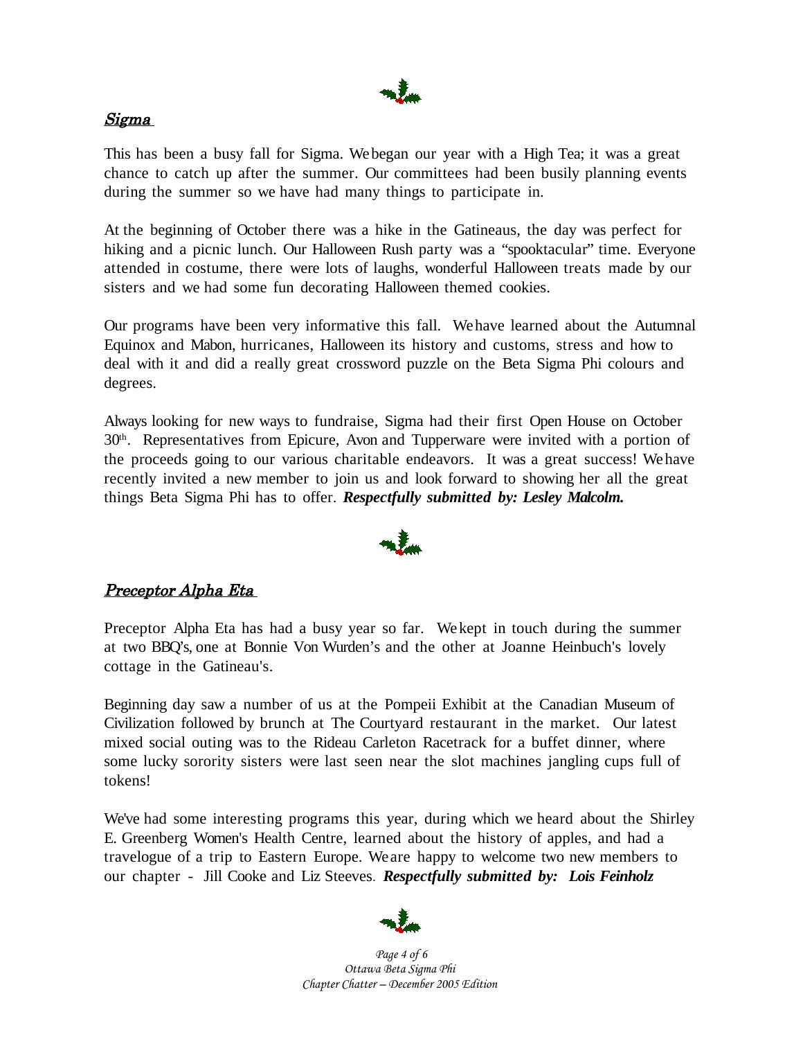## *Sigma*

This has been a busy fall for Sigma. We began our year with a High Tea; it was a great chance to catch up after the summer. Our committees had been busily planning events during the summer so we have had many things to participate in.

At the beginning of October there was a hike in the Gatineaus, the day was perfect for hiking and a picnic lunch. Our Halloween Rush party was a "spooktacular" time. Everyone attended in costume, there were lots of laughs, wonderful Halloween treats made by our sisters and we had some fun decorating Halloween themed cookies.

Our programs have been very informative this fall. We have learned about the Autumnal Equinox and Mabon, hurricanes, Halloween its history and customs, stress and how to deal with it and did a really great crossword puzzle on the Beta Sigma Phi colours and degrees.

Always looking for new ways to fundraise, Sigma had their first Open House on October 30th. Representatives from Epicure, Avon and Tupperware were invited with a portion of the proceeds going to our various charitable endeavors. It was a great success! We have recently invited a new member to join us and look forward to showing her all the great things Beta Sigma Phi has to offer. ***Respectfully submitted by: Lesley Malcolm.***

## *Preceptor Alpha Eta*

Preceptor Alpha Eta has had a busy year so far. We kept in touch during the summer at two BBQ's, one at Bonnie Von Wurden's and the other at Joanne Heinbuch's lovely cottage in the Gatineau's.

Beginning day saw a number of us at the Pompeii Exhibit at the Canadian Museum of Civilization followed by brunch at The Courtyard restaurant in the market. Our latest mixed social outing was to the Rideau Carleton Racetrack for a buffet dinner, where some lucky sorority sisters were last seen near the slot machines jangling cups full of tokens!

We've had some interesting programs this year, during which we heard about the Shirley E. Greenberg Women's Health Centre, learned about the history of apples, and had a travelogue of a trip to Eastern Europe. We are happy to welcome two new members to our chapter - Jill Cooke and Liz Steeves. ***Respectfully submitted by: Lois Feinholz***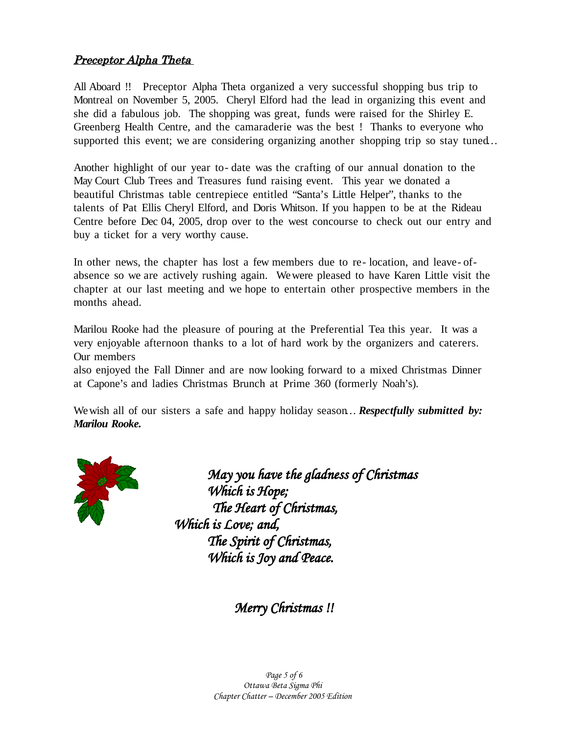## *Preceptor Alpha Theta*

All Aboard !! Preceptor Alpha Theta organized a very successful shopping bus trip to Montreal on November 5, 2005. Cheryl Elford had the lead in organizing this event and she did a fabulous job. The shopping was great, funds were raised for the Shirley E. Greenberg Health Centre, and the camaraderie was the best ! Thanks to everyone who supported this event; we are considering organizing another shopping trip so stay tuned…

Another highlight of our year to-date was the crafting of our annual donation to the May Court Club Trees and Treasures fund raising event. This year we donated a beautiful Christmas table centrepiece entitled "Santa's Little Helper", thanks to the talents of Pat Ellis Cheryl Elford, and Doris Whitson. If you happen to be at the Rideau Centre before Dec 04, 2005, drop over to the west concourse to check out our entry and buy a ticket for a very worthy cause.

In other news, the chapter has lost a few members due to re-location, and leave-of-absence so we are actively rushing again. We were pleased to have Karen Little visit the chapter at our last meeting and we hope to entertain other prospective members in the months ahead.

Marilou Rooke had the pleasure of pouring at the Preferential Tea this year. It was a very enjoyable afternoon thanks to a lot of hard work by the organizers and caterers. Our members also enjoyed the Fall Dinner and are now looking forward to a mixed Christmas Dinner at Capone's and ladies Christmas Brunch at Prime 360 (formerly Noah's).

We wish all of our sisters a safe and happy holiday season… ***Respectfully submitted by: Marilou Rooke.***

*May you have the gladness of Christmas*
*Which is Hope;*
*The Heart of Christmas,*
*Which is Love; and,*
*The Spirit of Christmas,*
*Which is Joy and Peace.*

*Merry Christmas !!*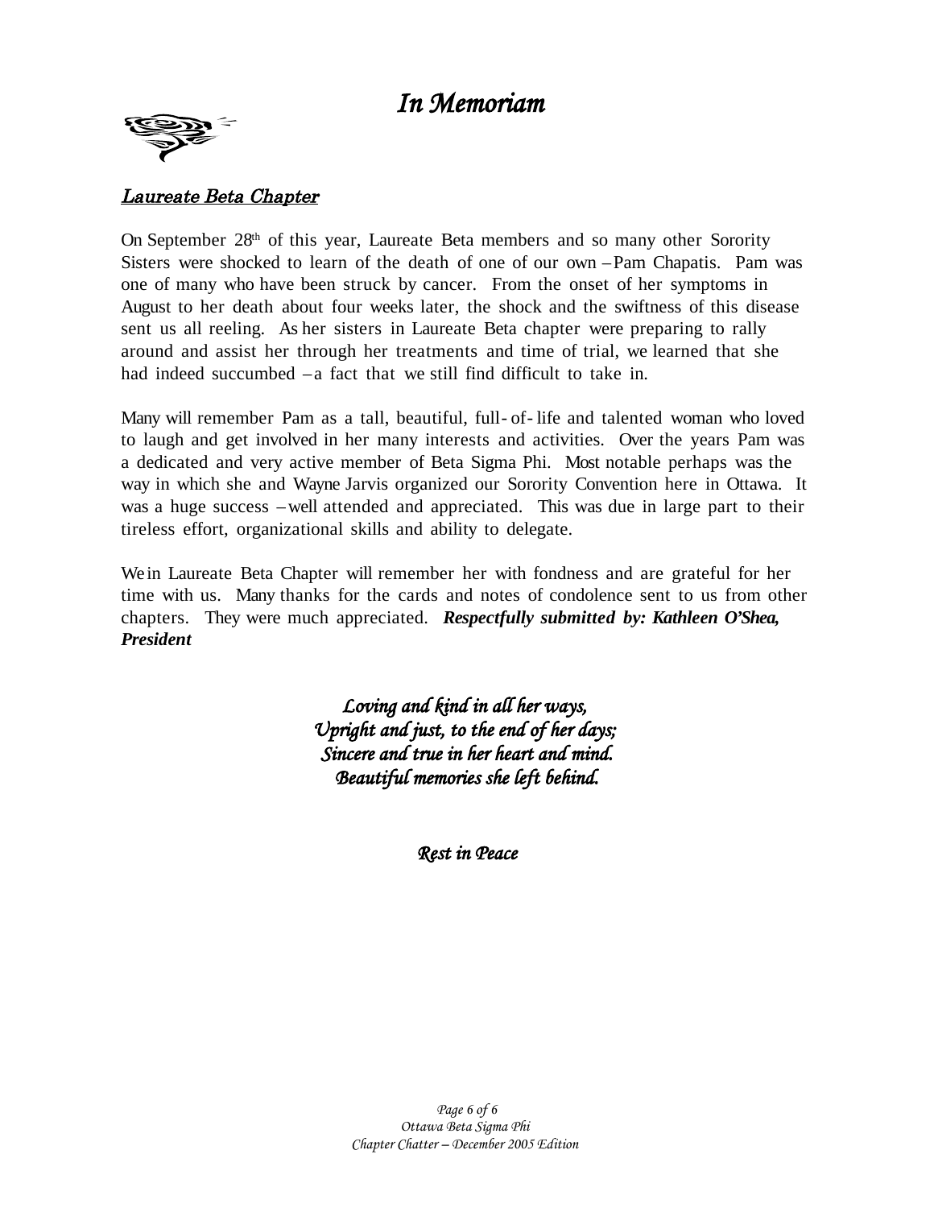# *In Memoriam*

## *Laureate Beta Chapter*

On September 28th of this year, Laureate Beta members and so many other Sorority Sisters were shocked to learn of the death of one of our own – Pam Chapatis. Pam was one of many who have been struck by cancer. From the onset of her symptoms in August to her death about four weeks later, the shock and the swiftness of this disease sent us all reeling. As her sisters in Laureate Beta chapter were preparing to rally around and assist her through her treatments and time of trial, we learned that she had indeed succumbed – a fact that we still find difficult to take in.

Many will remember Pam as a tall, beautiful, full-of-life and talented woman who loved to laugh and get involved in her many interests and activities. Over the years Pam was a dedicated and very active member of Beta Sigma Phi. Most notable perhaps was the way in which she and Wayne Jarvis organized our Sorority Convention here in Ottawa. It was a huge success – well attended and appreciated. This was due in large part to their tireless effort, organizational skills and ability to delegate.

We in Laureate Beta Chapter will remember her with fondness and are grateful for her time with us. Many thanks for the cards and notes of condolence sent to us from other chapters. They were much appreciated. ***Respectfully submitted by: Kathleen O'Shea, President***

*Loving and kind in all her ways,*
*Upright and just, to the end of her days;*
*Sincere and true in her heart and mind.*
*Beautiful memories she left behind.*

*Rest in Peace*